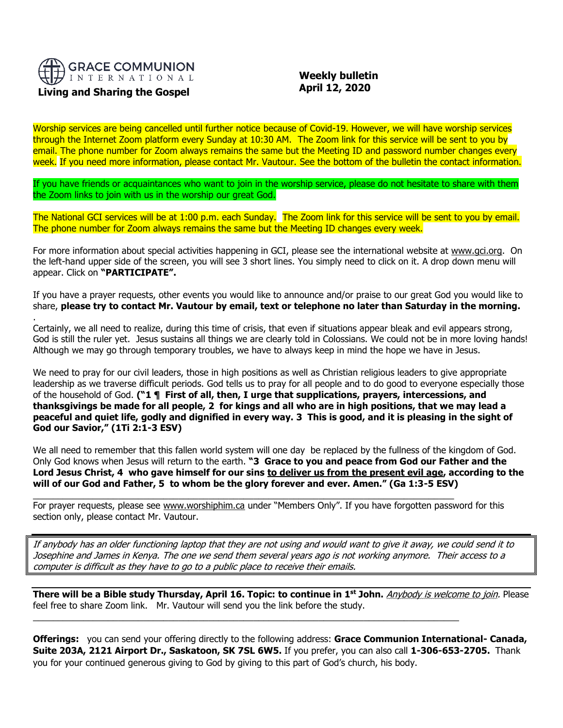**GRACE COMMUNION INTERNATIONAL**

**Living and Sharing the Gospel**

**Weekly bulletin**
**April 12, 2020**

Worship services are being cancelled until further notice because of Covid-19. However, we will have worship services through the Internet Zoom platform every Sunday at 10:30 AM. The Zoom link for this service will be sent to you by email. The phone number for Zoom always remains the same but the Meeting ID and password number changes every week. If you need more information, please contact Mr. Vautour. See the bottom of the bulletin the contact information.

If you have friends or acquaintances who want to join in the worship service, please do not hesitate to share with them the Zoom links to join with us in the worship our great God.

The National GCI services will be at 1:00 p.m. each Sunday. The Zoom link for this service will be sent to you by email. The phone number for Zoom always remains the same but the Meeting ID changes every week.

For more information about special activities happening in GCI, please see the international website at www.gci.org. On the left-hand upper side of the screen, you will see 3 short lines. You simply need to click on it. A drop down menu will appear. Click on **"PARTICIPATE".**

If you have a prayer requests, other events you would like to announce and/or praise to our great God you would like to share, **please try to contact Mr. Vautour by email, text or telephone no later than Saturday in the morning.**
.
Certainly, we all need to realize, during this time of crisis, that even if situations appear bleak and evil appears strong, God is still the ruler yet. Jesus sustains all things we are clearly told in Colossians. We could not be in more loving hands! Although we may go through temporary troubles, we have to always keep in mind the hope we have in Jesus.

We need to pray for our civil leaders, those in high positions as well as Christian religious leaders to give appropriate leadership as we traverse difficult periods. God tells us to pray for all people and to do good to everyone especially those of the household of God. **("1 ¶ First of all, then, I urge that supplications, prayers, intercessions, and thanksgivings be made for all people, 2 for kings and all who are in high positions, that we may lead a peaceful and quiet life, godly and dignified in every way. 3 This is good, and it is pleasing in the sight of God our Savior," (1Ti 2:1-3 ESV)**

We all need to remember that this fallen world system will one day be replaced by the fullness of the kingdom of God. Only God knows when Jesus will return to the earth. **"3 Grace to you and peace from God our Father and the Lord Jesus Christ, 4 who gave himself for our sins <u>to deliver us from the present evil age</u>, according to the will of our God and Father, 5 to whom be the glory forever and ever. Amen." (Ga 1:3-5 ESV)**

---

For prayer requests, please see www.worshiphim.ca under "Members Only". If you have forgotten password for this section only, please contact Mr. Vautour.

---

*If anybody has an older functioning laptop that they are not using and would want to give it away, we could send it to Josephine and James in Kenya. The one we send them several years ago is not working anymore. Their access to a computer is difficult as they have to go to a public place to receive their emails.*

---

**There will be a Bible study Thursday, April 16. Topic: to continue in 1st John.** *<u>Anybody is welcome to join</u>.* Please feel free to share Zoom link. Mr. Vautour will send you the link before the study.

---

**Offerings:** you can send your offering directly to the following address: **Grace Communion International- Canada, Suite 203A, 2121 Airport Dr., Saskatoon, SK 7SL 6W5.** If you prefer, you can also call **1-306-653-2705.** Thank you for your continued generous giving to God by giving to this part of God's church, his body.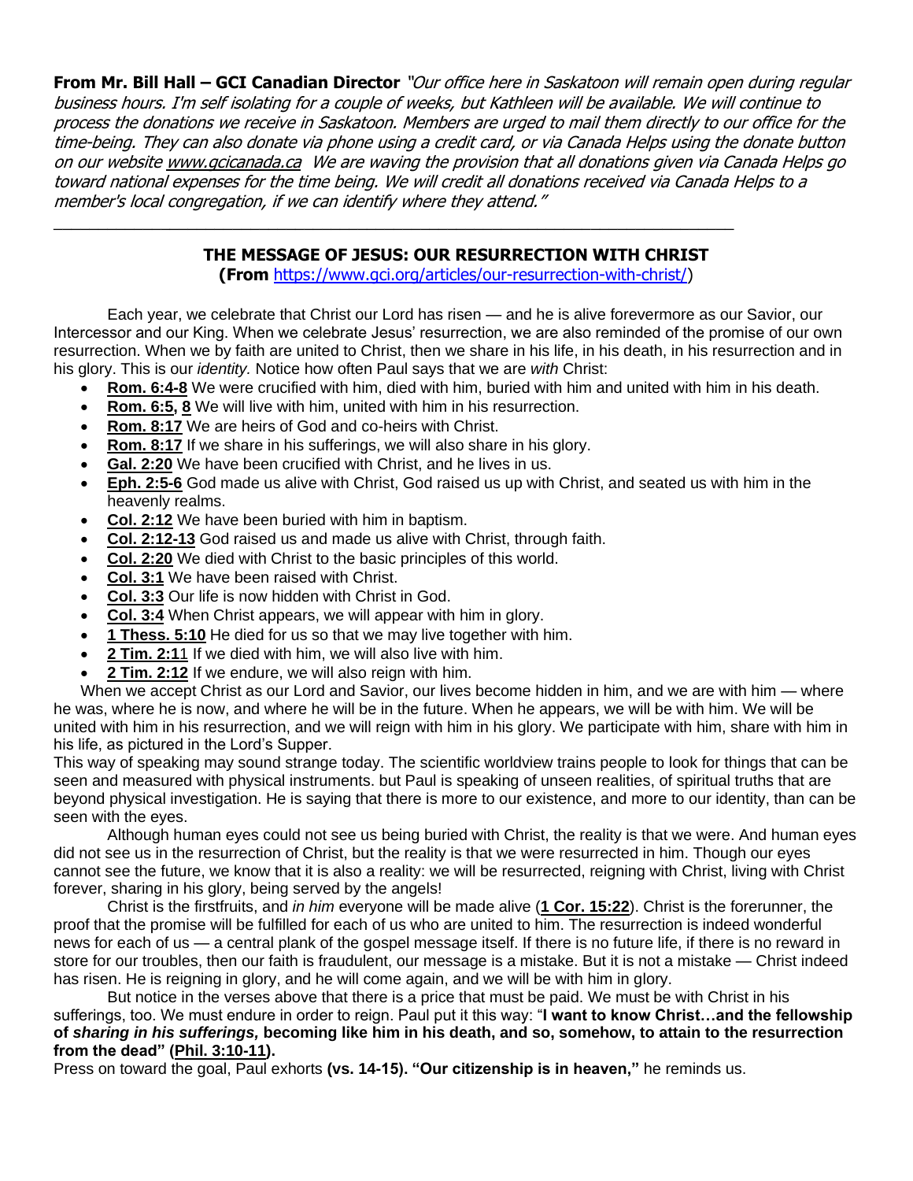**From Mr. Bill Hall – GCI Canadian Director** *"Our office here in Saskatoon will remain open during regular business hours. I'm self isolating for a couple of weeks, but Kathleen will be available. We will continue to process the donations we receive in Saskatoon. Members are urged to mail them directly to our office for the time-being. They can also donate via phone using a credit card, or via Canada Helps using the donate button on our website www.gcicanada.ca We are waving the provision that all donations given via Canada Helps go toward national expenses for the time being. We will credit all donations received via Canada Helps to a member's local congregation, if we can identify where they attend."*

---

## THE MESSAGE OF JESUS: OUR RESURRECTION WITH CHRIST

**(From** https://www.gci.org/articles/our-resurrection-with-christ/**)**

Each year, we celebrate that Christ our Lord has risen — and he is alive forevermore as our Savior, our Intercessor and our King. When we celebrate Jesus' resurrection, we are also reminded of the promise of our own resurrection. When we by faith are united to Christ, then we share in his life, in his death, in his resurrection and in his glory. This is our *identity.* Notice how often Paul says that we are *with* Christ:

- **Rom. 6:4-8** We were crucified with him, died with him, buried with him and united with him in his death.
- **Rom. 6:5, 8** We will live with him, united with him in his resurrection.
- **Rom. 8:17** We are heirs of God and co-heirs with Christ.
- **Rom. 8:17** If we share in his sufferings, we will also share in his glory.
- **Gal. 2:20** We have been crucified with Christ, and he lives in us.
- **Eph. 2:5-6** God made us alive with Christ, God raised us up with Christ, and seated us with him in the heavenly realms.
- **Col. 2:12** We have been buried with him in baptism.
- **Col. 2:12-13** God raised us and made us alive with Christ, through faith.
- **Col. 2:20** We died with Christ to the basic principles of this world.
- **Col. 3:1** We have been raised with Christ.
- **Col. 3:3** Our life is now hidden with Christ in God.
- **Col. 3:4** When Christ appears, we will appear with him in glory.
- **1 Thess. 5:10** He died for us so that we may live together with him.
- **2 Tim. 2:11** If we died with him, we will also live with him.
- **2 Tim. 2:12** If we endure, we will also reign with him.

When we accept Christ as our Lord and Savior, our lives become hidden in him, and we are with him — where he was, where he is now, and where he will be in the future. When he appears, we will be with him. We will be united with him in his resurrection, and we will reign with him in his glory. We participate with him, share with him in his life, as pictured in the Lord's Supper.

This way of speaking may sound strange today. The scientific worldview trains people to look for things that can be seen and measured with physical instruments. but Paul is speaking of unseen realities, of spiritual truths that are beyond physical investigation. He is saying that there is more to our existence, and more to our identity, than can be seen with the eyes.

Although human eyes could not see us being buried with Christ, the reality is that we were. And human eyes did not see us in the resurrection of Christ, but the reality is that we were resurrected in him. Though our eyes cannot see the future, we know that it is also a reality: we will be resurrected, reigning with Christ, living with Christ forever, sharing in his glory, being served by the angels!

Christ is the firstfruits, and *in him* everyone will be made alive (**1 Cor. 15:22**). Christ is the forerunner, the proof that the promise will be fulfilled for each of us who are united to him. The resurrection is indeed wonderful news for each of us — a central plank of the gospel message itself. If there is no future life, if there is no reward in store for our troubles, then our faith is fraudulent, our message is a mistake. But it is not a mistake — Christ indeed has risen. He is reigning in glory, and he will come again, and we will be with him in glory.

But notice in the verses above that there is a price that must be paid. We must be with Christ in his sufferings, too. We must endure in order to reign. Paul put it this way: "**I want to know Christ…and the fellowship of *sharing in his sufferings,* becoming like him in his death, and so, somehow, to attain to the resurrection from the dead" (Phil. 3:10-11).**

Press on toward the goal, Paul exhorts **(vs. 14-15). "Our citizenship is in heaven,"** he reminds us.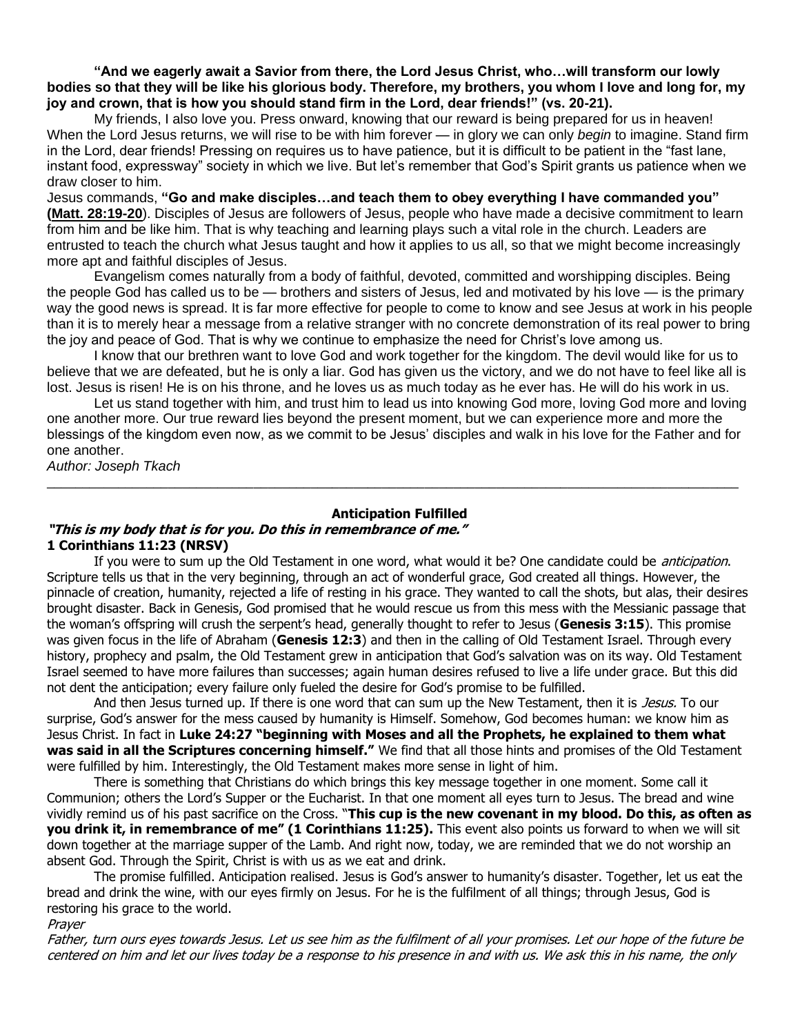**"And we eagerly await a Savior from there, the Lord Jesus Christ, who…will transform our lowly bodies so that they will be like his glorious body. Therefore, my brothers, you whom I love and long for, my joy and crown, that is how you should stand firm in the Lord, dear friends!" (vs. 20-21).**

My friends, I also love you. Press onward, knowing that our reward is being prepared for us in heaven! When the Lord Jesus returns, we will rise to be with him forever — in glory we can only *begin* to imagine. Stand firm in the Lord, dear friends! Pressing on requires us to have patience, but it is difficult to be patient in the "fast lane, instant food, expressway" society in which we live. But let's remember that God's Spirit grants us patience when we draw closer to him.

Jesus commands, **"Go and make disciples…and teach them to obey everything I have commanded you" (Matt. 28:19-20)**. Disciples of Jesus are followers of Jesus, people who have made a decisive commitment to learn from him and be like him. That is why teaching and learning plays such a vital role in the church. Leaders are entrusted to teach the church what Jesus taught and how it applies to us all, so that we might become increasingly more apt and faithful disciples of Jesus.

Evangelism comes naturally from a body of faithful, devoted, committed and worshipping disciples. Being the people God has called us to be — brothers and sisters of Jesus, led and motivated by his love — is the primary way the good news is spread. It is far more effective for people to come to know and see Jesus at work in his people than it is to merely hear a message from a relative stranger with no concrete demonstration of its real power to bring the joy and peace of God. That is why we continue to emphasize the need for Christ's love among us.

I know that our brethren want to love God and work together for the kingdom. The devil would like for us to believe that we are defeated, but he is only a liar. God has given us the victory, and we do not have to feel like all is lost. Jesus is risen! He is on his throne, and he loves us as much today as he ever has. He will do his work in us.

Let us stand together with him, and trust him to lead us into knowing God more, loving God more and loving one another more. Our true reward lies beyond the present moment, but we can experience more and more the blessings of the kingdom even now, as we commit to be Jesus' disciples and walk in his love for the Father and for one another.

*Author: Joseph Tkach*

---

## Anticipation Fulfilled

***"This is my body that is for you. Do this in remembrance of me."***
**1 Corinthians 11:23 (NRSV)**

If you were to sum up the Old Testament in one word, what would it be? One candidate could be *anticipation*. Scripture tells us that in the very beginning, through an act of wonderful grace, God created all things. However, the pinnacle of creation, humanity, rejected a life of resting in his grace. They wanted to call the shots, but alas, their desires brought disaster. Back in Genesis, God promised that he would rescue us from this mess with the Messianic passage that the woman's offspring will crush the serpent's head, generally thought to refer to Jesus (**Genesis 3:15**). This promise was given focus in the life of Abraham (**Genesis 12:3**) and then in the calling of Old Testament Israel. Through every history, prophecy and psalm, the Old Testament grew in anticipation that God's salvation was on its way. Old Testament Israel seemed to have more failures than successes; again human desires refused to live a life under grace. But this did not dent the anticipation; every failure only fueled the desire for God's promise to be fulfilled.

And then Jesus turned up. If there is one word that can sum up the New Testament, then it is *Jesus.* To our surprise, God's answer for the mess caused by humanity is Himself. Somehow, God becomes human: we know him as Jesus Christ. In fact in **Luke 24:27 "beginning with Moses and all the Prophets, he explained to them what was said in all the Scriptures concerning himself."** We find that all those hints and promises of the Old Testament were fulfilled by him. Interestingly, the Old Testament makes more sense in light of him.

There is something that Christians do which brings this key message together in one moment. Some call it Communion; others the Lord's Supper or the Eucharist. In that one moment all eyes turn to Jesus. The bread and wine vividly remind us of his past sacrifice on the Cross. "**This cup is the new covenant in my blood. Do this, as often as you drink it, in remembrance of me" (1 Corinthians 11:25).** This event also points us forward to when we will sit down together at the marriage supper of the Lamb. And right now, today, we are reminded that we do not worship an absent God. Through the Spirit, Christ is with us as we eat and drink.

The promise fulfilled. Anticipation realised. Jesus is God's answer to humanity's disaster. Together, let us eat the bread and drink the wine, with our eyes firmly on Jesus. For he is the fulfilment of all things; through Jesus, God is restoring his grace to the world.

*Prayer*

*Father, turn ours eyes towards Jesus. Let us see him as the fulfilment of all your promises. Let our hope of the future be centered on him and let our lives today be a response to his presence in and with us. We ask this in his name, the only*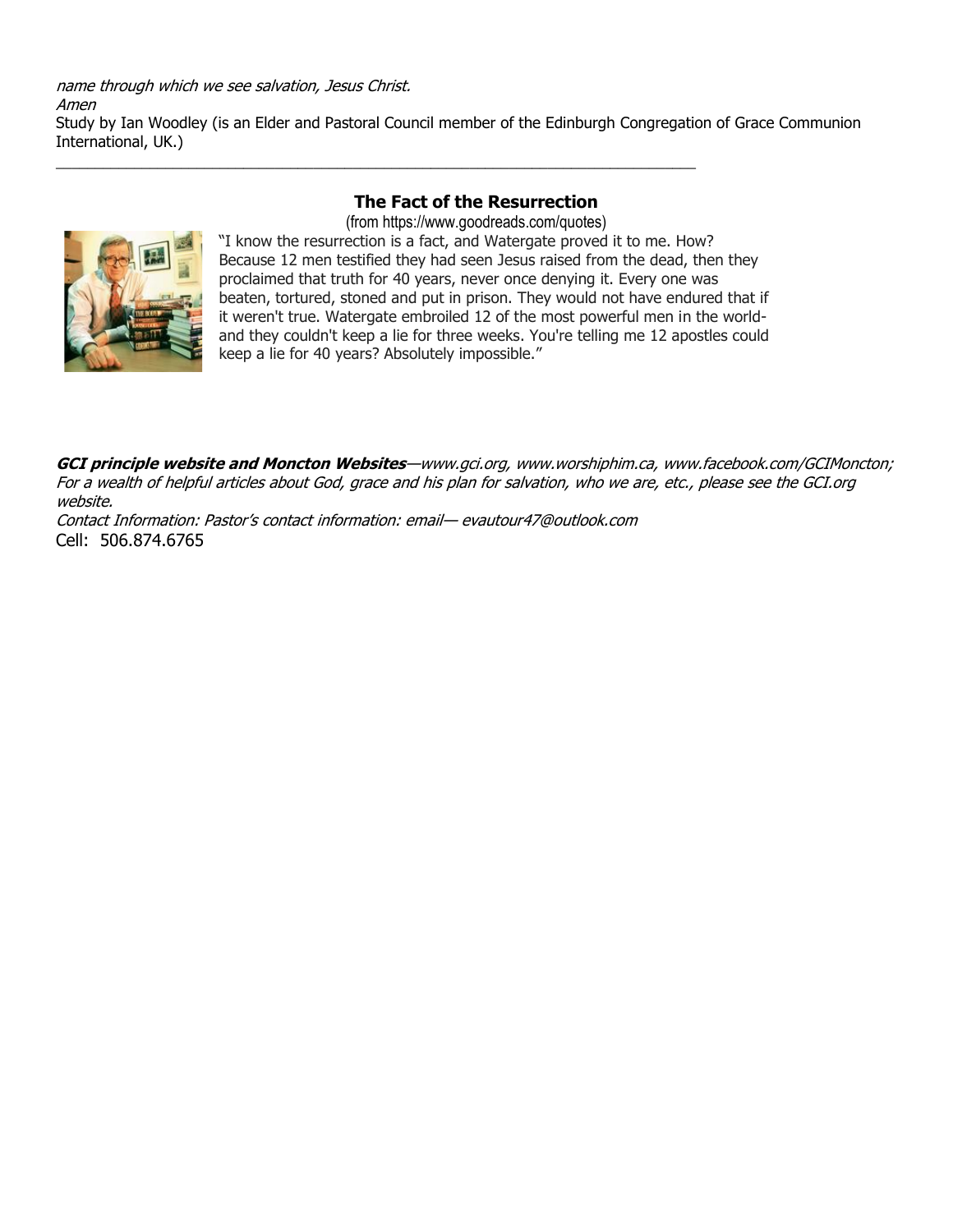*name through which we see salvation, Jesus Christ.*
*Amen*

Study by Ian Woodley (is an Elder and Pastoral Council member of the Edinburgh Congregation of Grace Communion International, UK.)

---

## The Fact of the Resurrection

(from https://www.goodreads.com/quotes)

"I know the resurrection is a fact, and Watergate proved it to me. How? Because 12 men testified they had seen Jesus raised from the dead, then they proclaimed that truth for 40 years, never once denying it. Every one was beaten, tortured, stoned and put in prison. They would not have endured that if it weren't true. Watergate embroiled 12 of the most powerful men in the world-and they couldn't keep a lie for three weeks. You're telling me 12 apostles could keep a lie for 40 years? Absolutely impossible."

***GCI principle website and Moncton Websites***—*www.gci.org, www.worshiphim.ca, www.facebook.com/GCIMoncton; For a wealth of helpful articles about God, grace and his plan for salvation, who we are, etc., please see the GCI.org website.*

*Contact Information: Pastor's contact information: email— evautour47@outlook.com*

Cell: 506.874.6765